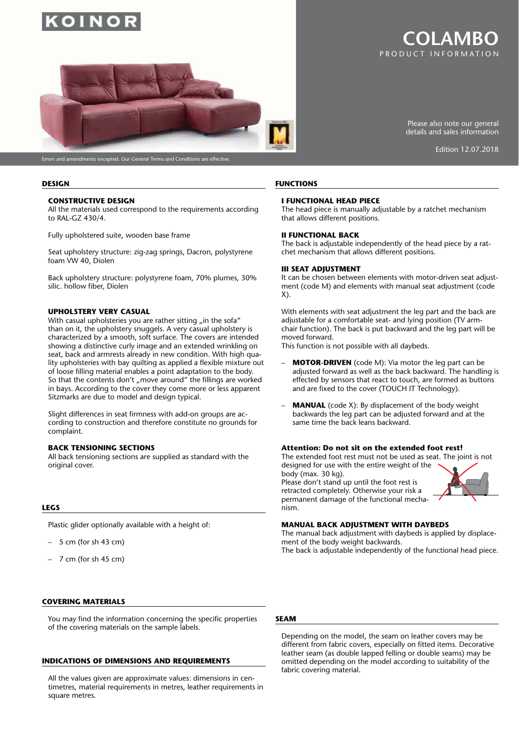KOINOR

# COLAMBO

PRODUCT INFORMATION

Please also note our general details and sales information

Edition 12.07.2018

Errors and amendments excepted. Our General Terms and Conditions are effective.

## DESIGN

### CONSTRUCTIVE DESIGN

All the materials used correspond to the requirements according to RAL-GZ 430/4.

Fully upholstered suite, wooden base frame

Seat upholstery structure: zig-zag springs, Dacron, polystyrene foam VW 40, Diolen

Back upholstery structure: polystyrene foam, 70% plumes, 30% silic. hollow fiber, Diolen

### UPHOLSTERY VERY CASUAL

With casual upholsteries you are rather sitting „in the sofa" than on it, the upholstery snuggels. A very casual upholstery is characterized by a smooth, soft surface. The covers are intended showing a distinctive curly image and an extended wrinkling on seat, back and armrests already in new condition. With high quality upholsteries with bay quilting as applied a flexible mixture out of loose filling material enables a point adaptation to the body. So that the contents don't „move around" the fillings are worked in bays. According to the cover they come more or less apparent Sitzmarks are due to model and design typical.

Slight differences in seat firmness with add-on groups are according to construction and therefore constitute no grounds for complaint.

### BACK TENSIONING SECTIONS

All back tensioning sections are supplied as standard with the original cover.

## LEGS

Plastic glider optionally available with a height of:

- 5 cm (for sh 43 cm)
- 7 cm (for sh 45 cm)

## COVERING MATERIALS

You may find the information concerning the specific properties of the covering materials on the sample labels.

## INDICATIONS OF DIMENSIONS AND REQUIREMENTS

All the values given are approximate values: dimensions in centimetres, material requirements in metres, leather requirements in square metres.

## FUNCTIONS

### I FUNCTIONAL HEAD PIECE

The head piece is manually adjustable by a ratchet mechanism that allows different positions.

### II FUNCTIONAL BACK

The back is adjustable independently of the head piece by a ratchet mechanism that allows different positions.

### III SEAT ADJUSTMENT

It can be chosen between elements with motor-driven seat adjustment (code M) and elements with manual seat adjustment (code X).

With elements with seat adjustment the leg part and the back are adjustable for a comfortable seat- and lying position (TV armchair function). The back is put backward and the leg part will be moved forward.
This function is not possible with all daybeds.

- **MOTOR-DRIVEN** (code M): Via motor the leg part can be adjusted forward as well as the back backward. The handling is effected by sensors that react to touch, are formed as buttons and are fixed to the cover (TOUCH IT Technology).
- **MANUAL** (code X): By displacement of the body weight backwards the leg part can be adjusted forward and at the same time the back leans backward.

### Attention: Do not sit on the extended foot rest!

The extended foot rest must not be used as seat. The joint is not designed for use with the entire weight of the body (max. 30 kg).
Please don't stand up until the foot rest is retracted completely. Otherwise your risk a permanent damage of the functional mechanism.

### MANUAL BACK ADJUSTMENT WITH DAYBEDS

The manual back adjustment with daybeds is applied by displacement of the body weight backwards.
The back is adjustable independently of the functional head piece.

## SEAM

Depending on the model, the seam on leather covers may be different from fabric covers, especially on fitted items. Decorative leather seam (as double lapped felling or double seams) may be omitted depending on the model according to suitability of the fabric covering material.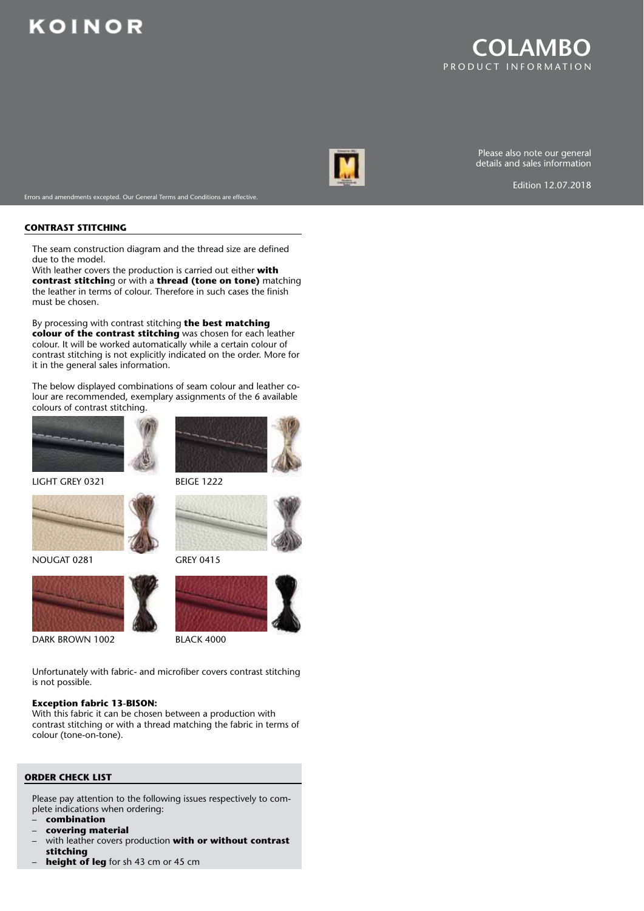KOINOR

# COLAMBO

PRODUCT INFORMATION

Please also note our general details and sales information

Edition 12.07.2018

Errors and amendments excepted. Our General Terms and Conditions are effective.

## CONTRAST STITCHING

The seam construction diagram and the thread size are defined due to the model.
With leather covers the production is carried out either **with contrast stitchin**g or with a **thread (tone on tone)** matching the leather in terms of colour. Therefore in such cases the finish must be chosen.

By processing with contrast stitching **the best matching colour of the contrast stitching** was chosen for each leather colour. It will be worked automatically while a certain colour of contrast stitching is not explicitly indicated on the order. More for it in the general sales information.

The below displayed combinations of seam colour and leather colour are recommended, exemplary assignments of the 6 available colours of contrast stitching.

LIGHT GREY 0321

BEIGE 1222

NOUGAT 0281

GREY 0415

DARK BROWN 1002

BLACK 4000

Unfortunately with fabric- and microfiber covers contrast stitching is not possible.

**Exception fabric 13-BISON:**
With this fabric it can be chosen between a production with contrast stitching or with a thread matching the fabric in terms of colour (tone-on-tone).

## ORDER CHECK LIST

Please pay attention to the following issues respectively to complete indications when ordering:

- **combination**
- **covering material**
- with leather covers production **with or without contrast stitching**
- **height of leg** for sh 43 cm or 45 cm